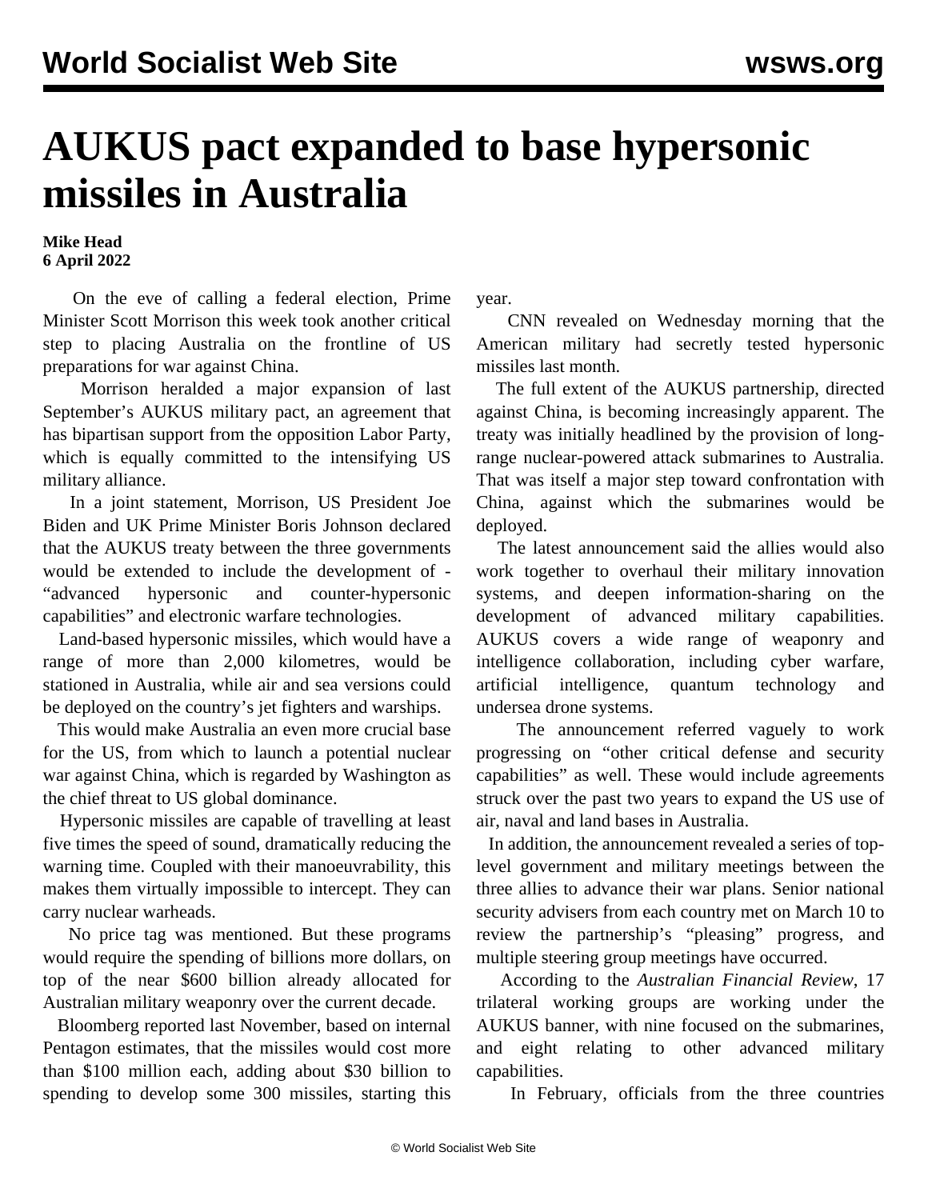# AUKUS pact expanded to base hypersonic missiles in Australia

**Mike Head**
**6 April 2022**

On the eve of calling a federal election, Prime Minister Scott Morrison this week took another critical step to placing Australia on the frontline of US preparations for war against China.

Morrison heralded a major expansion of last September's AUKUS military pact, an agreement that has bipartisan support from the opposition Labor Party, which is equally committed to the intensifying US military alliance.

In a joint statement, Morrison, US President Joe Biden and UK Prime Minister Boris Johnson declared that the AUKUS treaty between the three governments would be extended to include the development of - "advanced hypersonic and counter-hypersonic capabilities" and electronic warfare technologies.

Land-based hypersonic missiles, which would have a range of more than 2,000 kilometres, would be stationed in Australia, while air and sea versions could be deployed on the country's jet fighters and warships.

This would make Australia an even more crucial base for the US, from which to launch a potential nuclear war against China, which is regarded by Washington as the chief threat to US global dominance.

Hypersonic missiles are capable of travelling at least five times the speed of sound, dramatically reducing the warning time. Coupled with their manoeuvrability, this makes them virtually impossible to intercept. They can carry nuclear warheads.

No price tag was mentioned. But these programs would require the spending of billions more dollars, on top of the near $600 billion already allocated for Australian military weaponry over the current decade.

Bloomberg reported last November, based on internal Pentagon estimates, that the missiles would cost more than $100 million each, adding about $30 billion to spending to develop some 300 missiles, starting this year.

CNN revealed on Wednesday morning that the American military had secretly tested hypersonic missiles last month.

The full extent of the AUKUS partnership, directed against China, is becoming increasingly apparent. The treaty was initially headlined by the provision of long-range nuclear-powered attack submarines to Australia. That was itself a major step toward confrontation with China, against which the submarines would be deployed.

The latest announcement said the allies would also work together to overhaul their military innovation systems, and deepen information-sharing on the development of advanced military capabilities. AUKUS covers a wide range of weaponry and intelligence collaboration, including cyber warfare, artificial intelligence, quantum technology and undersea drone systems.

The announcement referred vaguely to work progressing on "other critical defense and security capabilities" as well. These would include agreements struck over the past two years to expand the US use of air, naval and land bases in Australia.

In addition, the announcement revealed a series of top-level government and military meetings between the three allies to advance their war plans. Senior national security advisers from each country met on March 10 to review the partnership's "pleasing" progress, and multiple steering group meetings have occurred.

According to the *Australian Financial Review*, 17 trilateral working groups are working under the AUKUS banner, with nine focused on the submarines, and eight relating to other advanced military capabilities.

In February, officials from the three countries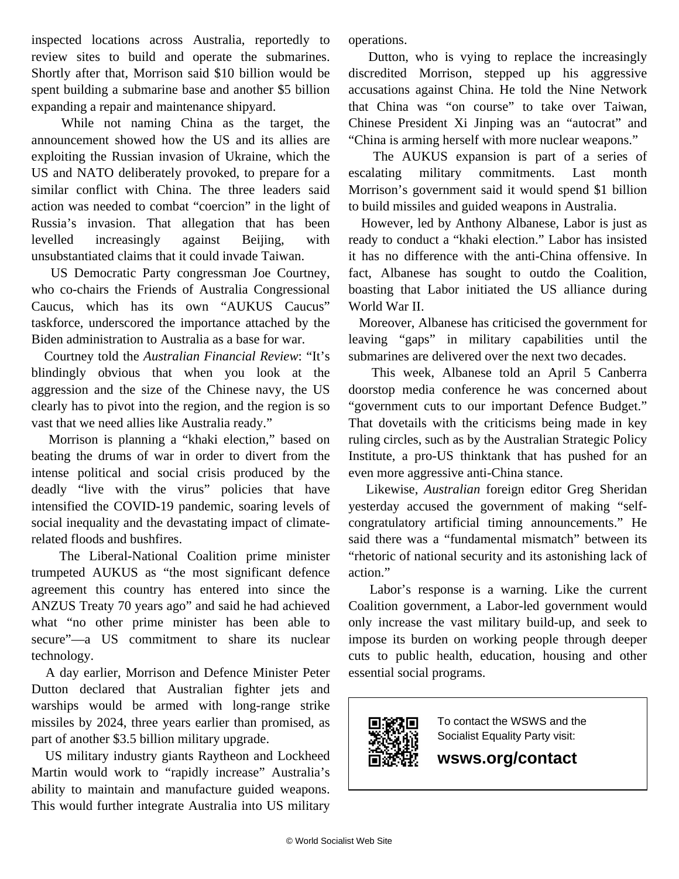inspected locations across Australia, reportedly to review sites to build and operate the submarines. Shortly after that, Morrison said $10 billion would be spent building a submarine base and another $5 billion expanding a repair and maintenance shipyard.

While not naming China as the target, the announcement showed how the US and its allies are exploiting the Russian invasion of Ukraine, which the US and NATO deliberately provoked, to prepare for a similar conflict with China. The three leaders said action was needed to combat "coercion" in the light of Russia's invasion. That allegation that has been levelled increasingly against Beijing, with unsubstantiated claims that it could invade Taiwan.

US Democratic Party congressman Joe Courtney, who co-chairs the Friends of Australia Congressional Caucus, which has its own "AUKUS Caucus" taskforce, underscored the importance attached by the Biden administration to Australia as a base for war.

Courtney told the *Australian Financial Review*: "It's blindingly obvious that when you look at the aggression and the size of the Chinese navy, the US clearly has to pivot into the region, and the region is so vast that we need allies like Australia ready."

Morrison is planning a "khaki election," based on beating the drums of war in order to divert from the intense political and social crisis produced by the deadly "live with the virus" policies that have intensified the COVID-19 pandemic, soaring levels of social inequality and the devastating impact of climate-related floods and bushfires.

The Liberal-National Coalition prime minister trumpeted AUKUS as "the most significant defence agreement this country has entered into since the ANZUS Treaty 70 years ago" and said he had achieved what "no other prime minister has been able to secure"—a US commitment to share its nuclear technology.

A day earlier, Morrison and Defence Minister Peter Dutton declared that Australian fighter jets and warships would be armed with long-range strike missiles by 2024, three years earlier than promised, as part of another $3.5 billion military upgrade.

US military industry giants Raytheon and Lockheed Martin would work to "rapidly increase" Australia's ability to maintain and manufacture guided weapons. This would further integrate Australia into US military operations.

Dutton, who is vying to replace the increasingly discredited Morrison, stepped up his aggressive accusations against China. He told the Nine Network that China was "on course" to take over Taiwan, Chinese President Xi Jinping was an "autocrat" and "China is arming herself with more nuclear weapons."

The AUKUS expansion is part of a series of escalating military commitments. Last month Morrison's government said it would spend $1 billion to build missiles and guided weapons in Australia.

However, led by Anthony Albanese, Labor is just as ready to conduct a "khaki election." Labor has insisted it has no difference with the anti-China offensive. In fact, Albanese has sought to outdo the Coalition, boasting that Labor initiated the US alliance during World War II.

Moreover, Albanese has criticised the government for leaving "gaps" in military capabilities until the submarines are delivered over the next two decades.

This week, Albanese told an April 5 Canberra doorstop media conference he was concerned about "government cuts to our important Defence Budget." That dovetails with the criticisms being made in key ruling circles, such as by the Australian Strategic Policy Institute, a pro-US thinktank that has pushed for an even more aggressive anti-China stance.

Likewise, *Australian* foreign editor Greg Sheridan yesterday accused the government of making "self-congratulatory artificial timing announcements." He said there was a "fundamental mismatch" between its "rhetoric of national security and its astonishing lack of action."

Labor's response is a warning. Like the current Coalition government, a Labor-led government would only increase the vast military build-up, and seek to impose its burden on working people through deeper cuts to public health, education, housing and other essential social programs.

To contact the WSWS and the Socialist Equality Party visit:

**wsws.org/contact**